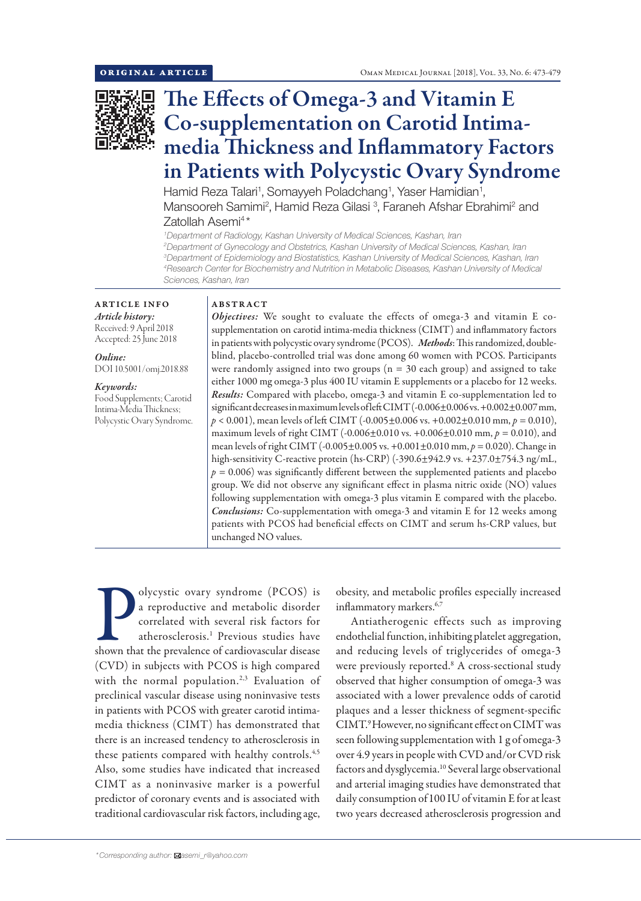ORIGINAL ARTICLE

# The Effects of Omega-3 and Vitamin E Co-supplementation on Carotid Intima-media Thickness and Inflammatory Factors in Patients with Polycystic Ovary Syndrome

Hamid Reza Talari[1], Somayyeh Poladchang[1], Yaser Hamidian[1], Mansooreh Samimi[2], Hamid Reza Gilasi [3], Faraneh Afshar Ebrahimi[2] and Zatollah Asemi[4]*

[1]Department of Radiology, Kashan University of Medical Sciences, Kashan, Iran
[2]Department of Gynecology and Obstetrics, Kashan University of Medical Sciences, Kashan, Iran
[3]Department of Epidemiology and Biostatistics, Kashan University of Medical Sciences, Kashan, Iran
[4]Research Center for Biochemistry and Nutrition in Metabolic Diseases, Kashan University of Medical Sciences, Kashan, Iran

## ARTICLE INFO

*Article history:*
Received: 9 April 2018
Accepted: 25 June 2018

*Online:*
DOI 10.5001/omj.2018.88

*Keywords:*
Food Supplements; Carotid Intima-Media Thickness; Polycystic Ovary Syndrome.

## ABSTRACT

***Objectives:*** We sought to evaluate the effects of omega-3 and vitamin E co-supplementation on carotid intima-media thickness (CIMT) and inflammatory factors in patients with polycystic ovary syndrome (PCOS). ***Methods***: This randomized, double-blind, placebo-controlled trial was done among 60 women with PCOS. Participants were randomly assigned into two groups (n = 30 each group) and assigned to take either 1000 mg omega-3 plus 400 IU vitamin E supplements or a placebo for 12 weeks. ***Results:*** Compared with placebo, omega-3 and vitamin E co-supplementation led to significant decreases in maximum levels of left CIMT (-0.006±0.006 vs. +0.002±0.007 mm, $p < 0.001$), mean levels of left CIMT (-0.005±0.006 vs. +0.002±0.010 mm, $p = 0.010$), maximum levels of right CIMT (-0.006±0.010 vs. +0.006±0.010 mm, $p = 0.010$), and mean levels of right CIMT (-0.005±0.005 vs. +0.001±0.010 mm, $p = 0.020$). Change in high-sensitivity C-reactive protein (hs-CRP) (-390.6±942.9 vs. +237.0±754.3 ng/mL, $p = 0.006$) was significantly different between the supplemented patients and placebo group. We did not observe any significant effect in plasma nitric oxide (NO) values following supplementation with omega-3 plus vitamin E compared with the placebo. ***Conclusions:*** Co-supplementation with omega-3 and vitamin E for 12 weeks among patients with PCOS had beneficial effects on CIMT and serum hs-CRP values, but unchanged NO values.

Polycystic ovary syndrome (PCOS) is a reproductive and metabolic disorder correlated with several risk factors for atherosclerosis.[1] Previous studies have shown that the prevalence of cardiovascular disease (CVD) in subjects with PCOS is high compared with the normal population.[2,3] Evaluation of preclinical vascular disease using noninvasive tests in patients with PCOS with greater carotid intima-media thickness (CIMT) has demonstrated that there is an increased tendency to atherosclerosis in these patients compared with healthy controls.[4,5] Also, some studies have indicated that increased CIMT as a noninvasive marker is a powerful predictor of coronary events and is associated with traditional cardiovascular risk factors, including age, obesity, and metabolic profiles especially increased inflammatory markers.[6,7]

Antiatherogenic effects such as improving endothelial function, inhibiting platelet aggregation, and reducing levels of triglycerides of omega-3 were previously reported.[8] A cross-sectional study observed that higher consumption of omega-3 was associated with a lower prevalence odds of carotid plaques and a lesser thickness of segment-specific CIMT.[9] However, no significant effect on CIMT was seen following supplementation with 1 g of omega-3 over 4.9 years in people with CVD and/or CVD risk factors and dysglycemia.[10] Several large observational and arterial imaging studies have demonstrated that daily consumption of 100 IU of vitamin E for at least two years decreased atherosclerosis progression and

*Corresponding author: asemi_r@yahoo.com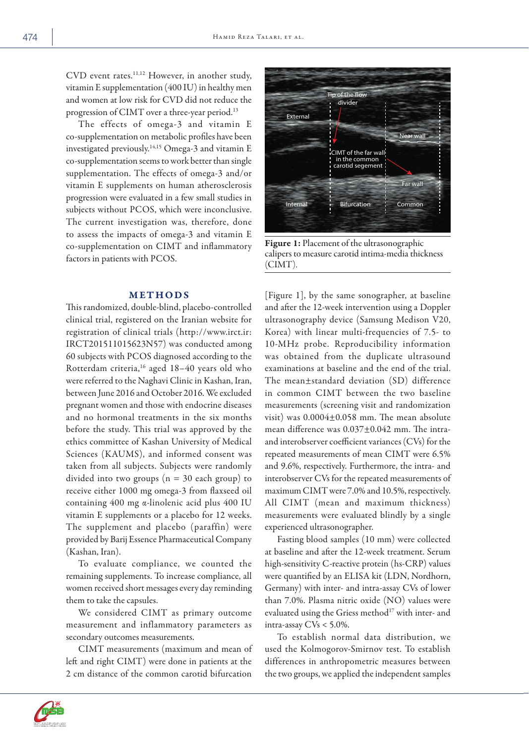CVD event rates.[11,12] However, in another study, vitamin E supplementation (400 IU) in healthy men and women at low risk for CVD did not reduce the progression of CIMT over a three-year period.[13]

The effects of omega-3 and vitamin E co-supplementation on metabolic profiles have been investigated previously.[14,15] Omega-3 and vitamin E co-supplementation seems to work better than single supplementation. The effects of omega-3 and/or vitamin E supplements on human atherosclerosis progression were evaluated in a few small studies in subjects without PCOS, which were inconclusive. The current investigation was, therefore, done to assess the impacts of omega-3 and vitamin E co-supplementation on CIMT and inflammatory factors in patients with PCOS.

## METHODS

This randomized, double-blind, placebo-controlled clinical trial, registered on the Iranian website for registration of clinical trials (http://www.irct.ir: IRCT201511015623N57) was conducted among 60 subjects with PCOS diagnosed according to the Rotterdam criteria,[16] aged 18–40 years old who were referred to the Naghavi Clinic in Kashan, Iran, between June 2016 and October 2016. We excluded pregnant women and those with endocrine diseases and no hormonal treatments in the six months before the study. This trial was approved by the ethics committee of Kashan University of Medical Sciences (KAUMS), and informed consent was taken from all subjects. Subjects were randomly divided into two groups (n = 30 each group) to receive either 1000 mg omega-3 from flaxseed oil containing 400 mg α-linolenic acid plus 400 IU vitamin E supplements or a placebo for 12 weeks. The supplement and placebo (paraffin) were provided by Barij Essence Pharmaceutical Company (Kashan, Iran).

To evaluate compliance, we counted the remaining supplements. To increase compliance, all women received short messages every day reminding them to take the capsules.

We considered CIMT as primary outcome measurement and inflammatory parameters as secondary outcomes measurements.

CIMT measurements (maximum and mean of left and right CIMT) were done in patients at the 2 cm distance of the common carotid bifurcation [Figure 1], by the same sonographer, at baseline and after the 12-week intervention using a Doppler ultrasonography device (Samsung Medison V20, Korea) with linear multi-frequencies of 7.5- to 10-MHz probe. Reproducibility information was obtained from the duplicate ultrasound examinations at baseline and the end of the trial. The mean±standard deviation (SD) difference in common CIMT between the two baseline measurements (screening visit and randomization visit) was 0.0004±0.058 mm. The mean absolute mean difference was 0.037±0.042 mm. The intra- and interobserver coefficient variances (CVs) for the repeated measurements of mean CIMT were 6.5% and 9.6%, respectively. Furthermore, the intra- and interobserver CVs for the repeated measurements of maximum CIMT were 7.0% and 10.5%, respectively. All CIMT (mean and maximum thickness) measurements were evaluated blindly by a single experienced ultrasonographer.

**Figure 1:** Placement of the ultrasonographic calipers to measure carotid intima-media thickness (CIMT).

Fasting blood samples (10 mm) were collected at baseline and after the 12-week treatment. Serum high-sensitivity C-reactive protein (hs-CRP) values were quantified by an ELISA kit (LDN, Nordhorn, Germany) with inter- and intra-assay CVs of lower than 7.0%. Plasma nitric oxide (NO) values were evaluated using the Griess method[17] with inter- and intra-assay CVs < 5.0%.

To establish normal data distribution, we used the Kolmogorov-Smirnov test. To establish differences in anthropometric measures between the two groups, we applied the independent samples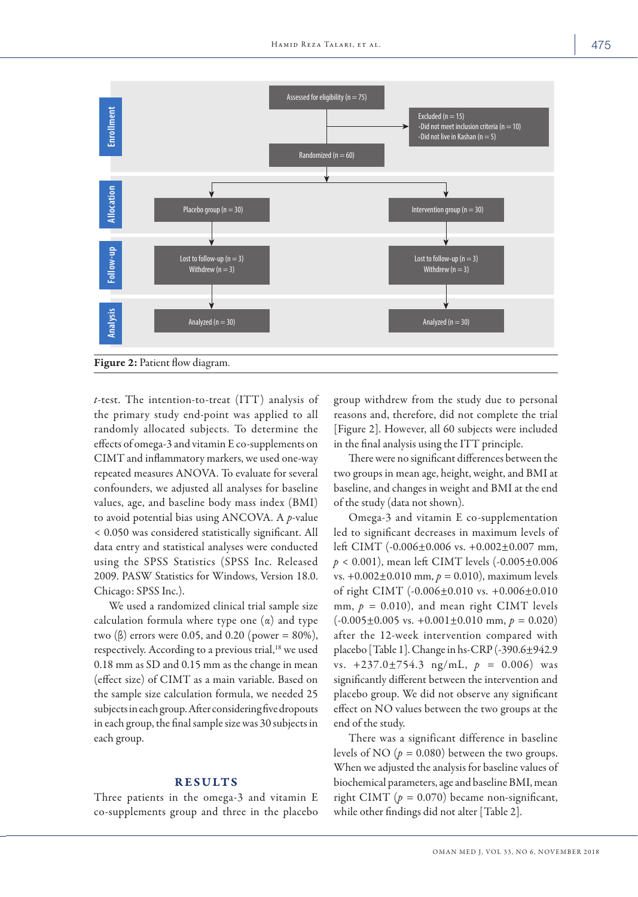Figure 2: Patient flow diagram.

*t*-test. The intention-to-treat (ITT) analysis of the primary study end-point was applied to all randomly allocated subjects. To determine the effects of omega-3 and vitamin E co-supplements on CIMT and inflammatory markers, we used one-way repeated measures ANOVA. To evaluate for several confounders, we adjusted all analyses for baseline values, age, and baseline body mass index (BMI) to avoid potential bias using ANCOVA. A *p*-value $< 0.050$ was considered statistically significant. All data entry and statistical analyses were conducted using the SPSS Statistics (SPSS Inc. Released 2009. PASW Statistics for Windows, Version 18.0. Chicago: SPSS Inc.).

We used a randomized clinical trial sample size calculation formula where type one ($\alpha$) and type two ($\beta$) errors were 0.05, and 0.20 (power = 80%), respectively. According to a previous trial,[18] we used 0.18 mm as SD and 0.15 mm as the change in mean (effect size) of CIMT as a main variable. Based on the sample size calculation formula, we needed 25 subjects in each group. After considering five dropouts in each group, the final sample size was 30 subjects in each group.

## RESULTS

Three patients in the omega-3 and vitamin E co-supplements group and three in the placebo group withdrew from the study due to personal reasons and, therefore, did not complete the trial [Figure 2]. However, all 60 subjects were included in the final analysis using the ITT principle.

There were no significant differences between the two groups in mean age, height, weight, and BMI at baseline, and changes in weight and BMI at the end of the study (data not shown).

Omega-3 and vitamin E co-supplementation led to significant decreases in maximum levels of left CIMT ($-0.006\pm0.006$ vs. $+0.002\pm0.007$ mm, $p < 0.001$), mean left CIMT levels ($-0.005\pm0.006$ vs. $+0.002\pm0.010$ mm, $p = 0.010$), maximum levels of right CIMT ($-0.006\pm0.010$ vs. $+0.006\pm0.010$ mm, $p = 0.010$), and mean right CIMT levels ($-0.005\pm0.005$ vs. $+0.001\pm0.010$ mm, $p = 0.020$) after the 12-week intervention compared with placebo [Table 1]. Change in hs-CRP ($-390.6\pm942.9$ vs. $+237.0\pm754.3$ ng/mL, $p = 0.006$) was significantly different between the intervention and placebo group. We did not observe any significant effect on NO values between the two groups at the end of the study.

There was a significant difference in baseline levels of NO ($p = 0.080$) between the two groups. When we adjusted the analysis for baseline values of biochemical parameters, age and baseline BMI, mean right CIMT ($p = 0.070$) became non-significant, while other findings did not alter [Table 2].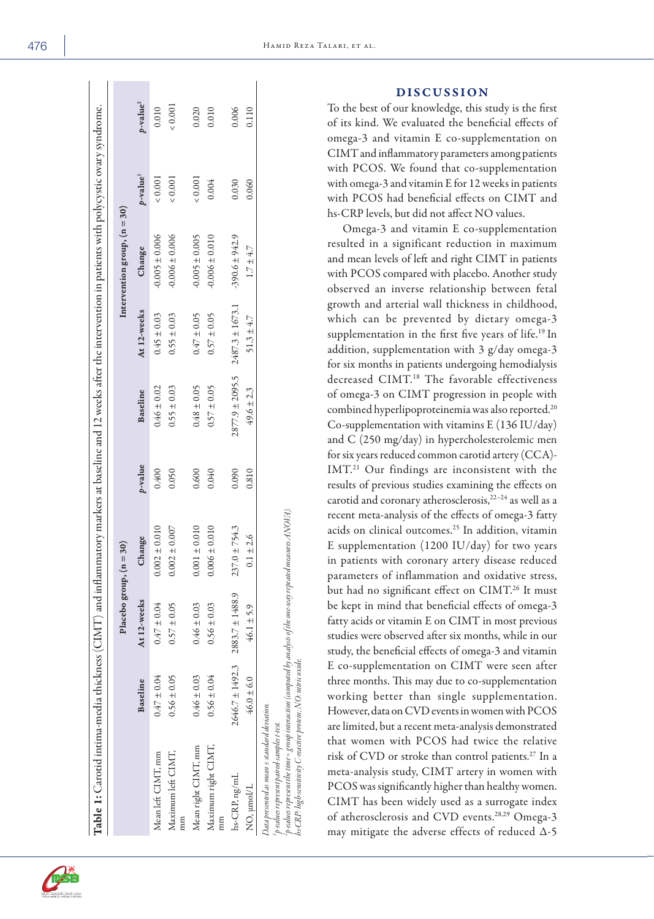**Table 1:** Carotid intima-media thickness (CIMT) and inflammatory markers at baseline and 12 weeks after the intervention in patients with polycystic ovary syndrome.

| | Placebo group, (n = 30) | | | | Intervention group, (n = 30) | | | | |
|---|---|---|---|---|---|---|---|---|---|
| | Baseline | At 12-weeks | Change | *p*-value | Baseline | At 12-weeks | Change | *p*-value[1] | *p*-value[2] |
| Mean left CIMT, mm | 0.47 ± 0.04 | 0.47 ± 0.04 | 0.002 ± 0.010 | 0.400 | 0.46 ± 0.02 | 0.45 ± 0.03 | -0.005 ± 0.006 | < 0.001 | 0.010 |
| Maximum left CIMT, mm | 0.56 ± 0.05 | 0.57 ± 0.05 | 0.002 ± 0.007 | 0.050 | 0.55 ± 0.03 | 0.55 ± 0.03 | -0.006 ± 0.006 | < 0.001 | < 0.001 |
| Mean right CIMT, mm | 0.46 ± 0.03 | 0.46 ± 0.03 | 0.001 ± 0.010 | 0.600 | 0.48 ± 0.05 | 0.47 ± 0.05 | -0.005 ± 0.005 | < 0.001 | 0.020 |
| Maximum right CIMT, mm | 0.56 ± 0.04 | 0.56 ± 0.03 | 0.006 ± 0.010 | 0.040 | 0.57 ± 0.05 | 0.57 ± 0.05 | -0.006 ± 0.010 | 0.004 | 0.010 |
| hs-CRP, ng/mL | 2646.7 ± 1492.3 | 2883.7 ± 1488.9 | 237.0 ± 754.3 | 0.090 | 2877.9 ± 2095.5 | 2487.3 ± 1673.1 | -390.6 ± 942.9 | 0.030 | 0.006 |
| NO, µmol/L | 46.0 ± 6.0 | 46.1 ± 5.9 | 0.1 ± 2.6 | 0.810 | 49.6 ± 2.3 | 51.3 ± 4.7 | 1.7 ± 4.7 | 0.060 | 0.110 |

*Data presented as mean ± standard deviation.*
[1]*p-values represent paired-samples t-test.*
[2]*p-values represent the time × group interaction (computed by analysis of the one-way repeated measures ANOVA).*
*hs-CRP: high-sensitivity C-reactive protein; NO: nitric oxide.*

## DISCUSSION

To the best of our knowledge, this study is the first of its kind. We evaluated the beneficial effects of omega-3 and vitamin E co-supplementation on CIMT and inflammatory parameters among patients with PCOS. We found that co-supplementation with omega-3 and vitamin E for 12 weeks in patients with PCOS had beneficial effects on CIMT and hs-CRP levels, but did not affect NO values.

Omega-3 and vitamin E co-supplementation resulted in a significant reduction in maximum and mean levels of left and right CIMT in patients with PCOS compared with placebo. Another study observed an inverse relationship between fetal growth and arterial wall thickness in childhood, which can be prevented by dietary omega-3 supplementation in the first five years of life.[19] In addition, supplementation with 3 g/day omega-3 for six months in patients undergoing hemodialysis decreased CIMT.[18] The favorable effectiveness of omega-3 on CIMT progression in people with combined hyperlipoproteinemia was also reported.[20] Co-supplementation with vitamins E (136 IU/day) and C (250 mg/day) in hypercholesterolemic men for six years reduced common carotid artery (CCA)-IMT.[21] Our findings are inconsistent with the results of previous studies examining the effects on carotid and coronary atherosclerosis,[22–24] as well as a recent meta-analysis of the effects of omega-3 fatty acids on clinical outcomes.[25] In addition, vitamin E supplementation (1200 IU/day) for two years in patients with coronary artery disease reduced parameters of inflammation and oxidative stress, but had no significant effect on CIMT.[26] It must be kept in mind that beneficial effects of omega-3 fatty acids or vitamin E on CIMT in most previous studies were observed after six months, while in our study, the beneficial effects of omega-3 and vitamin E co-supplementation on CIMT were seen after three months. This may due to co-supplementation working better than single supplementation. However, data on CVD events in women with PCOS are limited, but a recent meta-analysis demonstrated that women with PCOS had twice the relative risk of CVD or stroke than control patients.[27] In a meta-analysis study, CIMT artery in women with PCOS was significantly higher than healthy women. CIMT has been widely used as a surrogate index of atherosclerosis and CVD events.[28,29] Omega-3 may mitigate the adverse effects of reduced Δ-5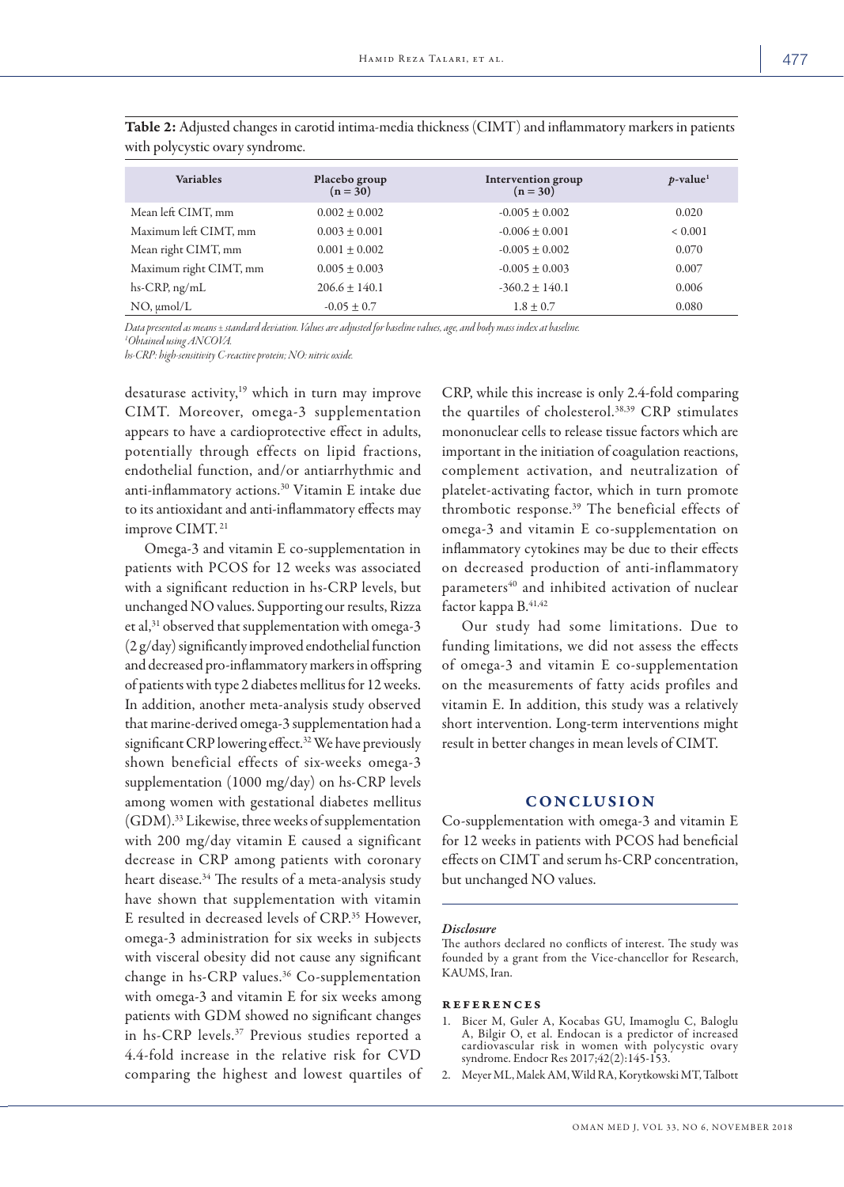**Table 2:** Adjusted changes in carotid intima-media thickness (CIMT) and inflammatory markers in patients with polycystic ovary syndrome.

| Variables | Placebo group (n = 30) | Intervention group (n = 30) | $p$-value[1] |
|---|---|---|---|
| Mean left CIMT, mm | 0.002 ± 0.002 | -0.005 ± 0.002 | 0.020 |
| Maximum left CIMT, mm | 0.003 ± 0.001 | -0.006 ± 0.001 | < 0.001 |
| Mean right CIMT, mm | 0.001 ± 0.002 | -0.005 ± 0.002 | 0.070 |
| Maximum right CIMT, mm | 0.005 ± 0.003 | -0.005 ± 0.003 | 0.007 |
| hs-CRP, ng/mL | 206.6 ± 140.1 | -360.2 ± 140.1 | 0.006 |
| NO, μmol/L | -0.05 ± 0.7 | 1.8 ± 0.7 | 0.080 |

*Data presented as means ± standard deviation. Values are adjusted for baseline values, age, and body mass index at baseline.*
*[1]Obtained using ANCOVA.*
*hs-CRP: high-sensitivity C-reactive protein; NO: nitric oxide.*

desaturase activity,[19] which in turn may improve CIMT. Moreover, omega-3 supplementation appears to have a cardioprotective effect in adults, potentially through effects on lipid fractions, endothelial function, and/or antiarrhythmic and anti-inflammatory actions.[30] Vitamin E intake due to its antioxidant and anti-inflammatory effects may improve CIMT.[21]

Omega-3 and vitamin E co-supplementation in patients with PCOS for 12 weeks was associated with a significant reduction in hs-CRP levels, but unchanged NO values. Supporting our results, Rizza et al,[31] observed that supplementation with omega-3 (2 g/day) significantly improved endothelial function and decreased pro-inflammatory markers in offspring of patients with type 2 diabetes mellitus for 12 weeks. In addition, another meta-analysis study observed that marine-derived omega-3 supplementation had a significant CRP lowering effect.[32] We have previously shown beneficial effects of six-weeks omega-3 supplementation (1000 mg/day) on hs-CRP levels among women with gestational diabetes mellitus (GDM).[33] Likewise, three weeks of supplementation with 200 mg/day vitamin E caused a significant decrease in CRP among patients with coronary heart disease.[34] The results of a meta-analysis study have shown that supplementation with vitamin E resulted in decreased levels of CRP.[35] However, omega-3 administration for six weeks in subjects with visceral obesity did not cause any significant change in hs-CRP values.[36] Co-supplementation with omega-3 and vitamin E for six weeks among patients with GDM showed no significant changes in hs-CRP levels.[37] Previous studies reported a 4.4-fold increase in the relative risk for CVD comparing the highest and lowest quartiles of CRP, while this increase is only 2.4-fold comparing the quartiles of cholesterol.[38,39] CRP stimulates mononuclear cells to release tissue factors which are important in the initiation of coagulation reactions, complement activation, and neutralization of platelet-activating factor, which in turn promote thrombotic response.[39] The beneficial effects of omega-3 and vitamin E co-supplementation on inflammatory cytokines may be due to their effects on decreased production of anti-inflammatory parameters[40] and inhibited activation of nuclear factor kappa B.[41,42]

Our study had some limitations. Due to funding limitations, we did not assess the effects of omega-3 and vitamin E co-supplementation on the measurements of fatty acids profiles and vitamin E. In addition, this study was a relatively short intervention. Long-term interventions might result in better changes in mean levels of CIMT.

## CONCLUSION

Co-supplementation with omega-3 and vitamin E for 12 weeks in patients with PCOS had beneficial effects on CIMT and serum hs-CRP concentration, but unchanged NO values.

#### *Disclosure*

The authors declared no conflicts of interest. The study was founded by a grant from the Vice-chancellor for Research, KAUMS, Iran.

## REFERENCES

1. Bicer M, Guler A, Kocabas GU, Imamoglu C, Baloglu A, Bilgir O, et al. Endocan is a predictor of increased cardiovascular risk in women with polycystic ovary syndrome. Endocr Res 2017;42(2):145-153.
2. Meyer ML, Malek AM, Wild RA, Korytkowski MT, Talbott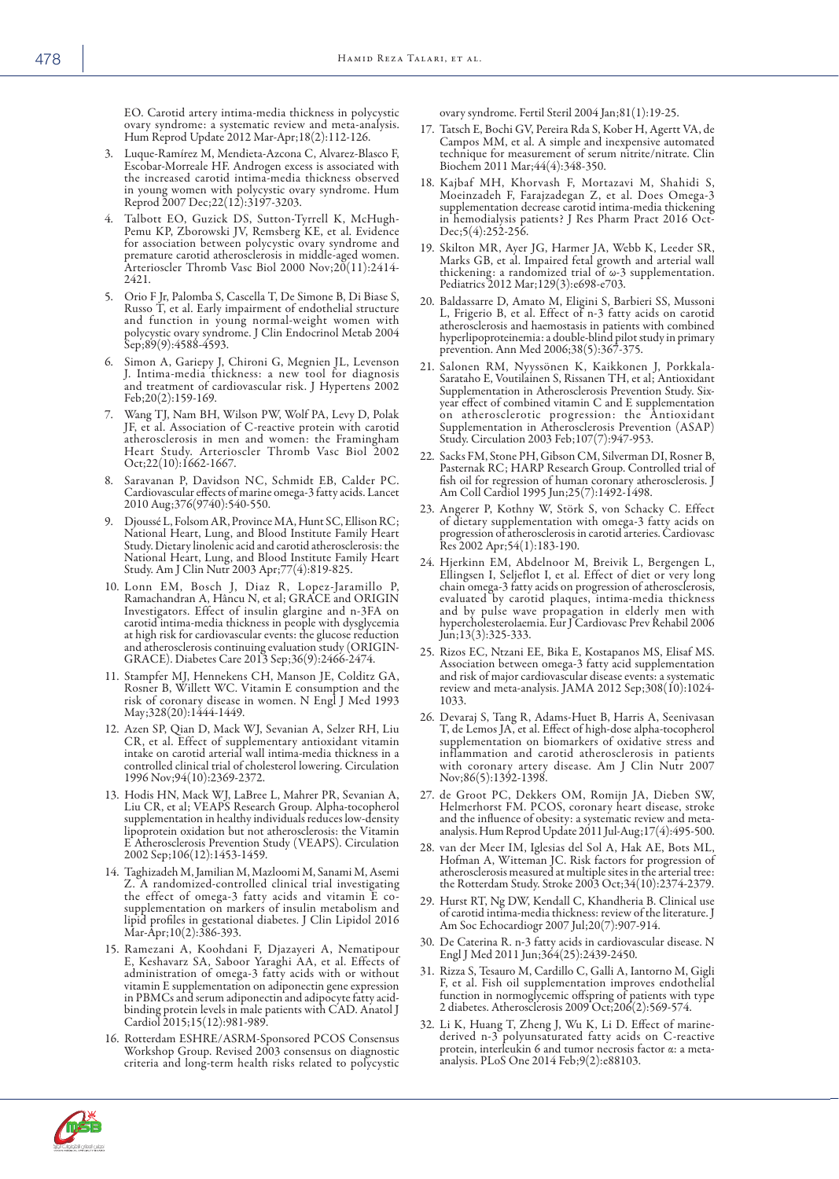EO. Carotid artery intima-media thickness in polycystic ovary syndrome: a systematic review and meta-analysis. Hum Reprod Update 2012 Mar-Apr;18(2):112-126.

3. Luque-Ramírez M, Mendieta-Azcona C, Alvarez-Blasco F, Escobar-Morreale HF. Androgen excess is associated with the increased carotid intima-media thickness observed in young women with polycystic ovary syndrome. Hum Reprod 2007 Dec;22(12):3197-3203.
4. Talbott EO, Guzick DS, Sutton-Tyrrell K, McHugh-Pemu KP, Zborowski JV, Remsberg KE, et al. Evidence for association between polycystic ovary syndrome and premature carotid atherosclerosis in middle-aged women. Arterioscler Thromb Vasc Biol 2000 Nov;20(11):2414-2421.
5. Orio F Jr, Palomba S, Cascella T, De Simone B, Di Biase S, Russo T, et al. Early impairment of endothelial structure and function in young normal-weight women with polycystic ovary syndrome. J Clin Endocrinol Metab 2004 Sep;89(9):4588-4593.
6. Simon A, Gariepy J, Chironi G, Megnien JL, Levenson J. Intima-media thickness: a new tool for diagnosis and treatment of cardiovascular risk. J Hypertens 2002 Feb;20(2):159-169.
7. Wang TJ, Nam BH, Wilson PW, Wolf PA, Levy D, Polak JF, et al. Association of C-reactive protein with carotid atherosclerosis in men and women: the Framingham Heart Study. Arterioscler Thromb Vasc Biol 2002 Oct;22(10):1662-1667.
8. Saravanan P, Davidson NC, Schmidt EB, Calder PC. Cardiovascular effects of marine omega-3 fatty acids. Lancet 2010 Aug;376(9740):540-550.
9. Djoussé L, Folsom AR, Province MA, Hunt SC, Ellison RC; National Heart, Lung, and Blood Institute Family Heart Study. Dietary linolenic acid and carotid atherosclerosis: the National Heart, Lung, and Blood Institute Family Heart Study. Am J Clin Nutr 2003 Apr;77(4):819-825.
10. Lonn EM, Bosch J, Diaz R, Lopez-Jaramillo P, Ramachandran A, Hâncu N, et al; GRACE and ORIGIN Investigators. Effect of insulin glargine and n-3FA on carotid intima-media thickness in people with dysglycemia at high risk for cardiovascular events: the glucose reduction and atherosclerosis continuing evaluation study (ORIGIN-GRACE). Diabetes Care 2013 Sep;36(9):2466-2474.
11. Stampfer MJ, Hennekens CH, Manson JE, Colditz GA, Rosner B, Willett WC. Vitamin E consumption and the risk of coronary disease in women. N Engl J Med 1993 May;328(20):1444-1449.
12. Azen SP, Qian D, Mack WJ, Sevanian A, Selzer RH, Liu CR, et al. Effect of supplementary antioxidant vitamin intake on carotid arterial wall intima-media thickness in a controlled clinical trial of cholesterol lowering. Circulation 1996 Nov;94(10):2369-2372.
13. Hodis HN, Mack WJ, LaBree L, Mahrer PR, Sevanian A, Liu CR, et al; VEAPS Research Group. Alpha-tocopherol supplementation in healthy individuals reduces low-density lipoprotein oxidation but not atherosclerosis: the Vitamin E Atherosclerosis Prevention Study (VEAPS). Circulation 2002 Sep;106(12):1453-1459.
14. Taghizadeh M, Jamilian M, Mazloomi M, Sanami M, Asemi Z. A randomized-controlled clinical trial investigating the effect of omega-3 fatty acids and vitamin E co-supplementation on markers of insulin metabolism and lipid profiles in gestational diabetes. J Clin Lipidol 2016 Mar-Apr;10(2):386-393.
15. Ramezani A, Koohdani F, Djazayeri A, Nematipour E, Keshavarz SA, Saboor Yaraghi AA, et al. Effects of administration of omega-3 fatty acids with or without vitamin E supplementation on adiponectin gene expression in PBMCs and serum adiponectin and adipocyte fatty acid-binding protein levels in male patients with CAD. Anatol J Cardiol 2015;15(12):981-989.
16. Rotterdam ESHRE/ASRM-Sponsored PCOS Consensus Workshop Group. Revised 2003 consensus on diagnostic criteria and long-term health risks related to polycystic ovary syndrome. Fertil Steril 2004 Jan;81(1):19-25.
17. Tatsch E, Bochi GV, Pereira Rda S, Kober H, Agertt VA, de Campos MM, et al. A simple and inexpensive automated technique for measurement of serum nitrite/nitrate. Clin Biochem 2011 Mar;44(4):348-350.
18. Kajbaf MH, Khorvash F, Mortazavi M, Shahidi S, Moeinzadeh F, Farajzadegan Z, et al. Does Omega-3 supplementation decrease carotid intima-media thickening in hemodialysis patients? J Res Pharm Pract 2016 Oct-Dec;5(4):252-256.
19. Skilton MR, Ayer JG, Harmer JA, Webb K, Leeder SR, Marks GB, et al. Impaired fetal growth and arterial wall thickening: a randomized trial of ω-3 supplementation. Pediatrics 2012 Mar;129(3):e698-e703.
20. Baldassarre D, Amato M, Eligini S, Barbieri SS, Mussoni L, Frigerio B, et al. Effect of n-3 fatty acids on carotid atherosclerosis and haemostasis in patients with combined hyperlipoproteinemia: a double-blind pilot study in primary prevention. Ann Med 2006;38(5):367-375.
21. Salonen RM, Nyyssönen K, Kaikkonen J, Porkkala-Sarataho E, Voutilainen S, Rissanen TH, et al; Antioxidant Supplementation in Atherosclerosis Prevention Study. Six-year effect of combined vitamin C and E supplementation on atherosclerotic progression: the Antioxidant Supplementation in Atherosclerosis Prevention (ASAP) Study. Circulation 2003 Feb;107(7):947-953.
22. Sacks FM, Stone PH, Gibson CM, Silverman DI, Rosner B, Pasternak RC; HARP Research Group. Controlled trial of fish oil for regression of human coronary atherosclerosis. J Am Coll Cardiol 1995 Jun;25(7):1492-1498.
23. Angerer P, Kothny W, Störk S, von Schacky C. Effect of dietary supplementation with omega-3 fatty acids on progression of atherosclerosis in carotid arteries. Cardiovasc Res 2002 Apr;54(1):183-190.
24. Hjerkinn EM, Abdelnoor M, Breivik L, Bergengen L, Ellingsen I, Seljeflot I, et al. Effect of diet or very long chain omega-3 fatty acids on progression of atherosclerosis, evaluated by carotid plaques, intima-media thickness and by pulse wave propagation in elderly men with hypercholesterolaemia. Eur J Cardiovasc Prev Rehabil 2006 Jun;13(3):325-333.
25. Rizos EC, Ntzani EE, Bika E, Kostapanos MS, Elisaf MS. Association between omega-3 fatty acid supplementation and risk of major cardiovascular disease events: a systematic review and meta-analysis. JAMA 2012 Sep;308(10):1024-1033.
26. Devaraj S, Tang R, Adams-Huet B, Harris A, Seenivasan T, de Lemos JA, et al. Effect of high-dose alpha-tocopherol supplementation on biomarkers of oxidative stress and inflammation and carotid atherosclerosis in patients with coronary artery disease. Am J Clin Nutr 2007 Nov;86(5):1392-1398.
27. de Groot PC, Dekkers OM, Romijn JA, Dieben SW, Helmerhorst FM. PCOS, coronary heart disease, stroke and the influence of obesity: a systematic review and meta-analysis. Hum Reprod Update 2011 Jul-Aug;17(4):495-500.
28. van der Meer IM, Iglesias del Sol A, Hak AE, Bots ML, Hofman A, Witteman JC. Risk factors for progression of atherosclerosis measured at multiple sites in the arterial tree: the Rotterdam Study. Stroke 2003 Oct;34(10):2374-2379.
29. Hurst RT, Ng DW, Kendall C, Khandheria B. Clinical use of carotid intima-media thickness: review of the literature. J Am Soc Echocardiogr 2007 Jul;20(7):907-914.
30. De Caterina R. n-3 fatty acids in cardiovascular disease. N Engl J Med 2011 Jun;364(25):2439-2450.
31. Rizza S, Tesauro M, Cardillo C, Galli A, Iantorno M, Gigli F, et al. Fish oil supplementation improves endothelial function in normoglycemic offspring of patients with type 2 diabetes. Atherosclerosis 2009 Oct;206(2):569-574.
32. Li K, Huang T, Zheng J, Wu K, Li D. Effect of marine-derived n-3 polyunsaturated fatty acids on C-reactive protein, interleukin 6 and tumor necrosis factor α: a meta-analysis. PLoS One 2014 Feb;9(2):e88103.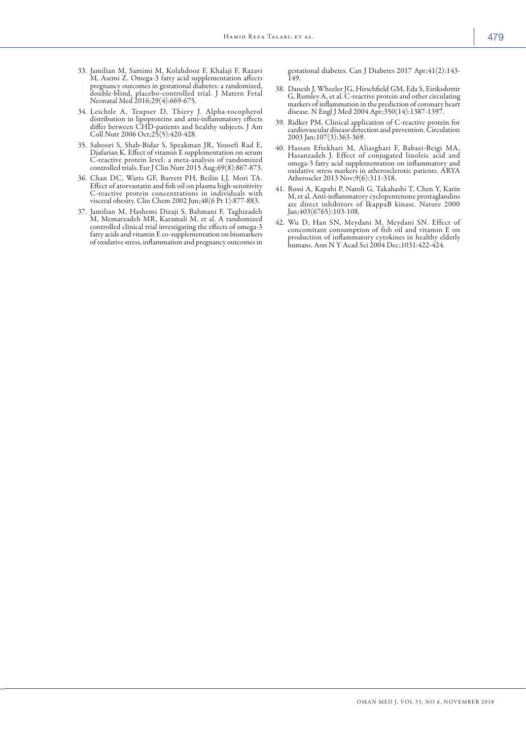33. Jamilian M, Samimi M, Kolahdooz F, Khalaji F, Razavi M, Asemi Z. Omega-3 fatty acid supplementation affects pregnancy outcomes in gestational diabetes: a randomized, double-blind, placebo-controlled trial. J Matern Fetal Neonatal Med 2016;29(4):669-675.
34. Leichtle A, Teupser D, Thiery J. Alpha-tocopherol distribution in lipoproteins and anti-inflammatory effects differ between CHD-patients and healthy subjects. J Am Coll Nutr 2006 Oct;25(5):420-428.
35. Saboori S, Shab-Bidar S, Speakman JR, Yousefi Rad E, Djafarian K. Effect of vitamin E supplementation on serum C-reactive protein level: a meta-analysis of randomized controlled trials. Eur J Clin Nutr 2015 Aug;69(8):867-873.
36. Chan DC, Watts GF, Barrett PH, Beilin LJ, Mori TA. Effect of atorvastatin and fish oil on plasma high-sensitivity C-reactive protein concentrations in individuals with visceral obesity. Clin Chem 2002 Jun;48(6 Pt 1):877-883.
37. Jamilian M, Hashemi Dizaji S, Bahmani F, Taghizadeh M, Memarzadeh MR, Karamali M, et al. A randomized controlled clinical trial investigating the effects of omega-3 fatty acids and vitamin E co-supplementation on biomarkers of oxidative stress, inflammation and pregnancy outcomes in gestational diabetes. Can J Diabetes 2017 Apr;41(2):143-149.
38. Danesh J, Wheeler JG, Hirschfield GM, Eda S, Eiriksdottir G, Rumley A, et al. C-reactive protein and other circulating markers of inflammation in the prediction of coronary heart disease. N Engl J Med 2004 Apr;350(14):1387-1397.
39. Ridker PM. Clinical application of C-reactive protein for cardiovascular disease detection and prevention. Circulation 2003 Jan;107(3):363-369.
40. Hassan Eftekhari M, Aliasghari F, Babaei-Beigi MA, Hasanzadeh J. Effect of conjugated linoleic acid and omega-3 fatty acid supplementation on inflammatory and oxidative stress markers in atherosclerotic patients. ARYA Atheroscler 2013 Nov;9(6):311-318.
41. Rossi A, Kapahi P, Natoli G, Takahashi T, Chen Y, Karin M, et al. Anti-inflammatory cyclopentenone prostaglandins are direct inhibitors of IkappaB kinase. Nature 2000 Jan;403(6765):103-108.
42. Wu D, Han SN, Meydani M, Meydani SN. Effect of concomitant consumption of fish oil and vitamin E on production of inflammatory cytokines in healthy elderly humans. Ann N Y Acad Sci 2004 Dec;1031:422-424.